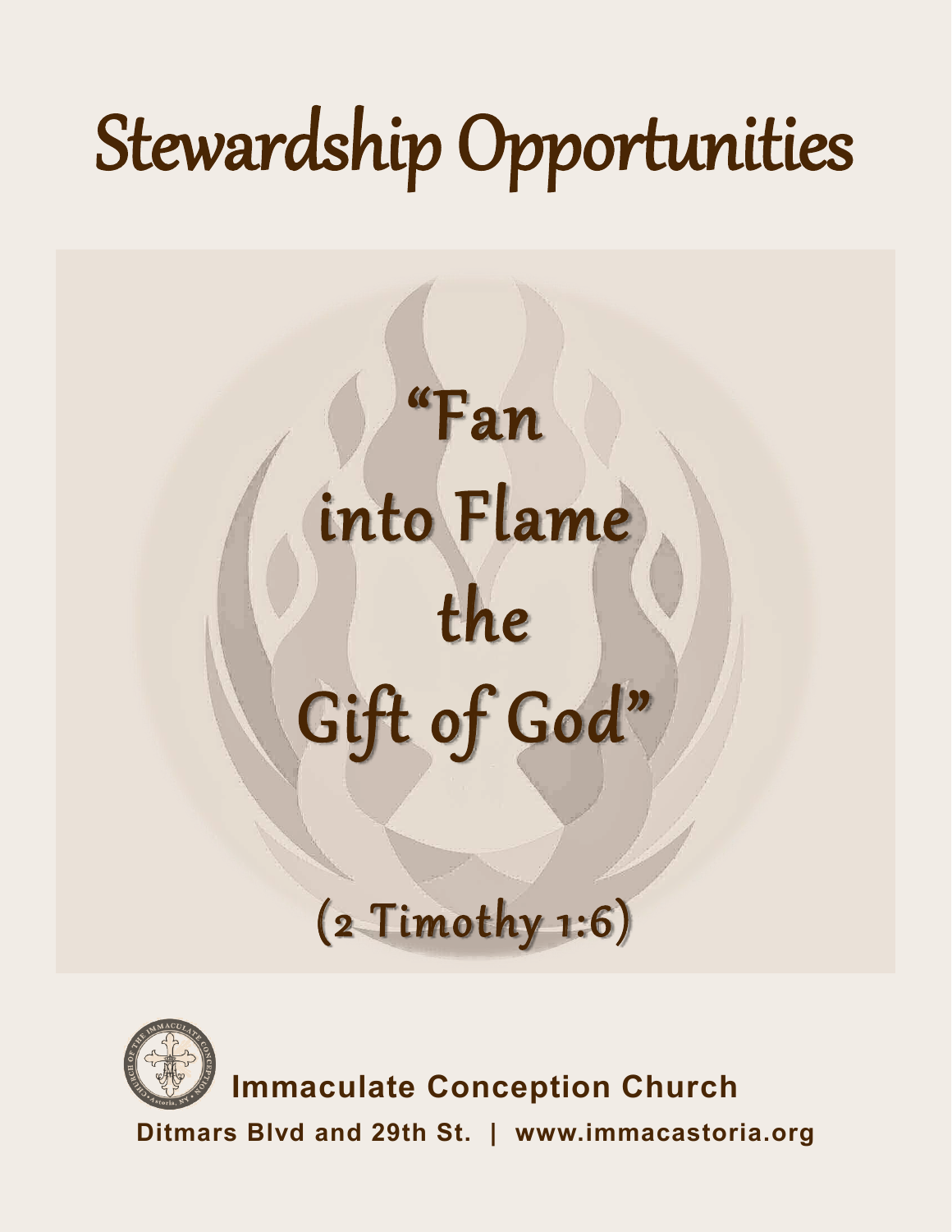# Stewardship Opportunities

## "Fan into Flame the Gift of God"

(2 Timothy 1:6)

**Immaculate Conception Church**

**Ditmars Blvd and 29th St. | www.immacastoria.org**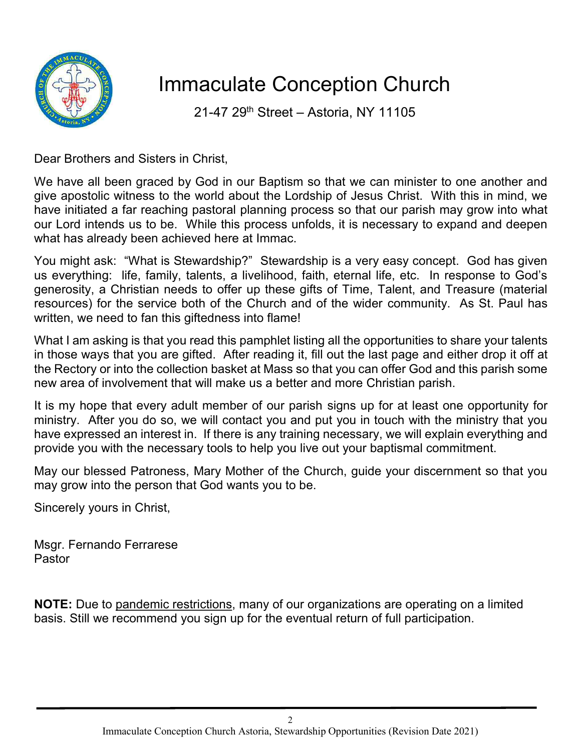# Immaculate Conception Church

21-47 29th Street – Astoria, NY 11105

Dear Brothers and Sisters in Christ,

We have all been graced by God in our Baptism so that we can minister to one another and give apostolic witness to the world about the Lordship of Jesus Christ. With this in mind, we have initiated a far reaching pastoral planning process so that our parish may grow into what our Lord intends us to be. While this process unfolds, it is necessary to expand and deepen what has already been achieved here at Immac.

You might ask: "What is Stewardship?" Stewardship is a very easy concept. God has given us everything: life, family, talents, a livelihood, faith, eternal life, etc. In response to God's generosity, a Christian needs to offer up these gifts of Time, Talent, and Treasure (material resources) for the service both of the Church and of the wider community. As St. Paul has written, we need to fan this giftedness into flame!

What I am asking is that you read this pamphlet listing all the opportunities to share your talents in those ways that you are gifted. After reading it, fill out the last page and either drop it off at the Rectory or into the collection basket at Mass so that you can offer God and this parish some new area of involvement that will make us a better and more Christian parish.

It is my hope that every adult member of our parish signs up for at least one opportunity for ministry. After you do so, we will contact you and put you in touch with the ministry that you have expressed an interest in. If there is any training necessary, we will explain everything and provide you with the necessary tools to help you live out your baptismal commitment.

May our blessed Patroness, Mary Mother of the Church, guide your discernment so that you may grow into the person that God wants you to be.

Sincerely yours in Christ,

Msgr. Fernando Ferrarese
Pastor

**NOTE:** Due to pandemic restrictions, many of our organizations are operating on a limited basis. Still we recommend you sign up for the eventual return of full participation.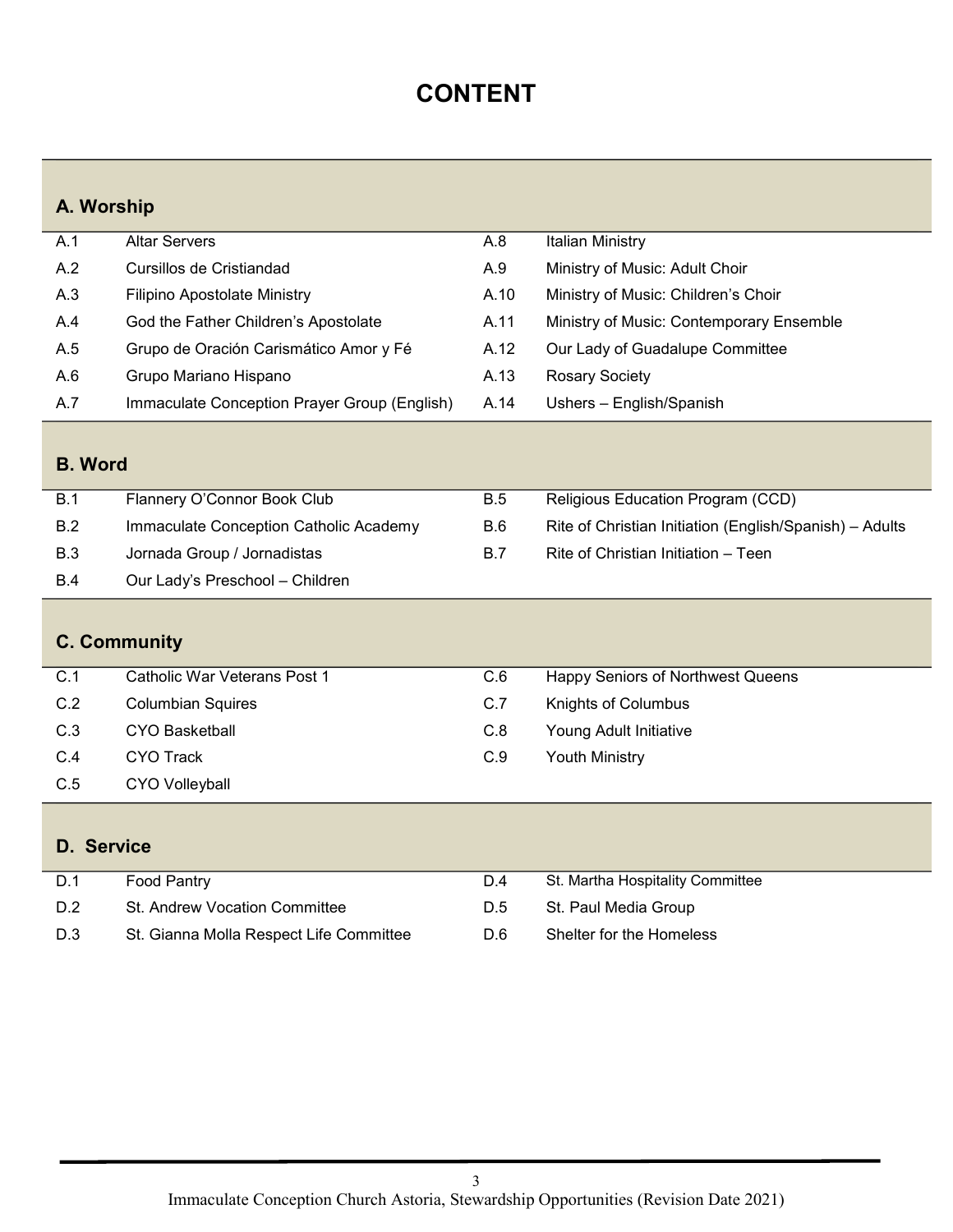# CONTENT

## A. Worship

| | | | |
|---|---|---|---|
| A.1 | Altar Servers | A.8 | Italian Ministry |
| A.2 | Cursillos de Cristiandad | A.9 | Ministry of Music: Adult Choir |
| A.3 | Filipino Apostolate Ministry | A.10 | Ministry of Music: Children's Choir |
| A.4 | God the Father Children's Apostolate | A.11 | Ministry of Music: Contemporary Ensemble |
| A.5 | Grupo de Oración Carismático Amor y Fé | A.12 | Our Lady of Guadalupe Committee |
| A.6 | Grupo Mariano Hispano | A.13 | Rosary Society |
| A.7 | Immaculate Conception Prayer Group (English) | A.14 | Ushers – English/Spanish |

## B. Word

| | | | |
|---|---|---|---|
| B.1 | Flannery O'Connor Book Club | B.5 | Religious Education Program (CCD) |
| B.2 | Immaculate Conception Catholic Academy | B.6 | Rite of Christian Initiation (English/Spanish) – Adults |
| B.3 | Jornada Group / Jornadistas | B.7 | Rite of Christian Initiation – Teen |
| B.4 | Our Lady's Preschool – Children | | |

## C. Community

| | | | |
|---|---|---|---|
| C.1 | Catholic War Veterans Post 1 | C.6 | Happy Seniors of Northwest Queens |
| C.2 | Columbian Squires | C.7 | Knights of Columbus |
| C.3 | CYO Basketball | C.8 | Young Adult Initiative |
| C.4 | CYO Track | C.9 | Youth Ministry |
| C.5 | CYO Volleyball | | |

## D. Service

| | | | |
|---|---|---|---|
| D.1 | Food Pantry | D.4 | St. Martha Hospitality Committee |
| D.2 | St. Andrew Vocation Committee | D.5 | St. Paul Media Group |
| D.3 | St. Gianna Molla Respect Life Committee | D.6 | Shelter for the Homeless |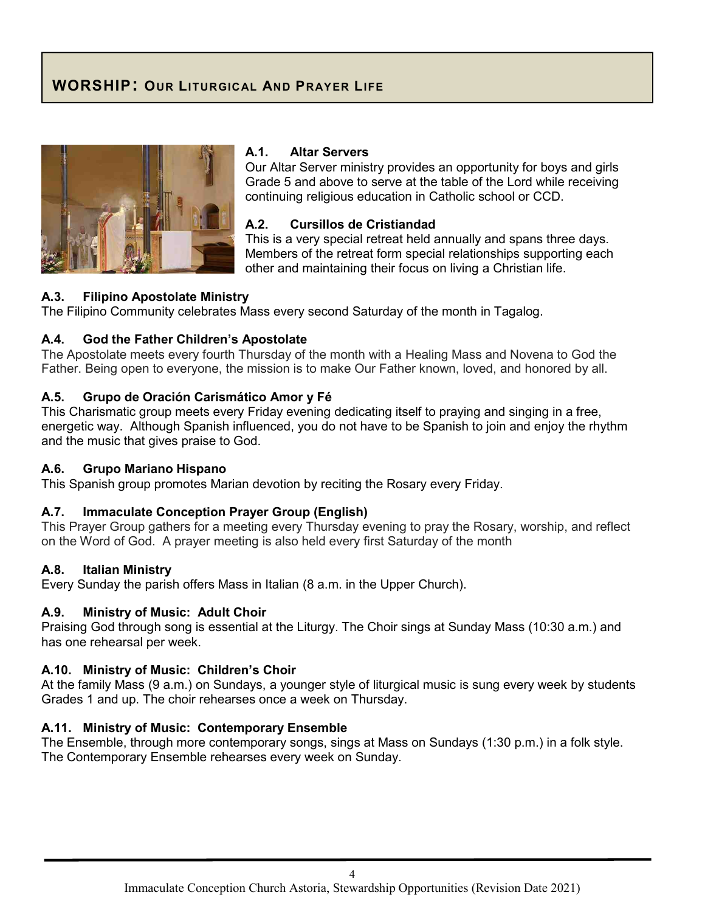## WORSHIP: OUR LITURGICAL AND PRAYER LIFE

### A.1. Altar Servers

Our Altar Server ministry provides an opportunity for boys and girls Grade 5 and above to serve at the table of the Lord while receiving continuing religious education in Catholic school or CCD.

### A.2. Cursillos de Cristiandad

This is a very special retreat held annually and spans three days. Members of the retreat form special relationships supporting each other and maintaining their focus on living a Christian life.

### A.3. Filipino Apostolate Ministry

The Filipino Community celebrates Mass every second Saturday of the month in Tagalog.

### A.4. God the Father Children's Apostolate

The Apostolate meets every fourth Thursday of the month with a Healing Mass and Novena to God the Father. Being open to everyone, the mission is to make Our Father known, loved, and honored by all.

### A.5. Grupo de Oración Carismático Amor y Fé

This Charismatic group meets every Friday evening dedicating itself to praying and singing in a free, energetic way. Although Spanish influenced, you do not have to be Spanish to join and enjoy the rhythm and the music that gives praise to God.

### A.6. Grupo Mariano Hispano

This Spanish group promotes Marian devotion by reciting the Rosary every Friday.

### A.7. Immaculate Conception Prayer Group (English)

This Prayer Group gathers for a meeting every Thursday evening to pray the Rosary, worship, and reflect on the Word of God. A prayer meeting is also held every first Saturday of the month

### A.8. Italian Ministry

Every Sunday the parish offers Mass in Italian (8 a.m. in the Upper Church).

### A.9. Ministry of Music: Adult Choir

Praising God through song is essential at the Liturgy. The Choir sings at Sunday Mass (10:30 a.m.) and has one rehearsal per week.

### A.10. Ministry of Music: Children's Choir

At the family Mass (9 a.m.) on Sundays, a younger style of liturgical music is sung every week by students Grades 1 and up. The choir rehearses once a week on Thursday.

### A.11. Ministry of Music: Contemporary Ensemble

The Ensemble, through more contemporary songs, sings at Mass on Sundays (1:30 p.m.) in a folk style. The Contemporary Ensemble rehearses every week on Sunday.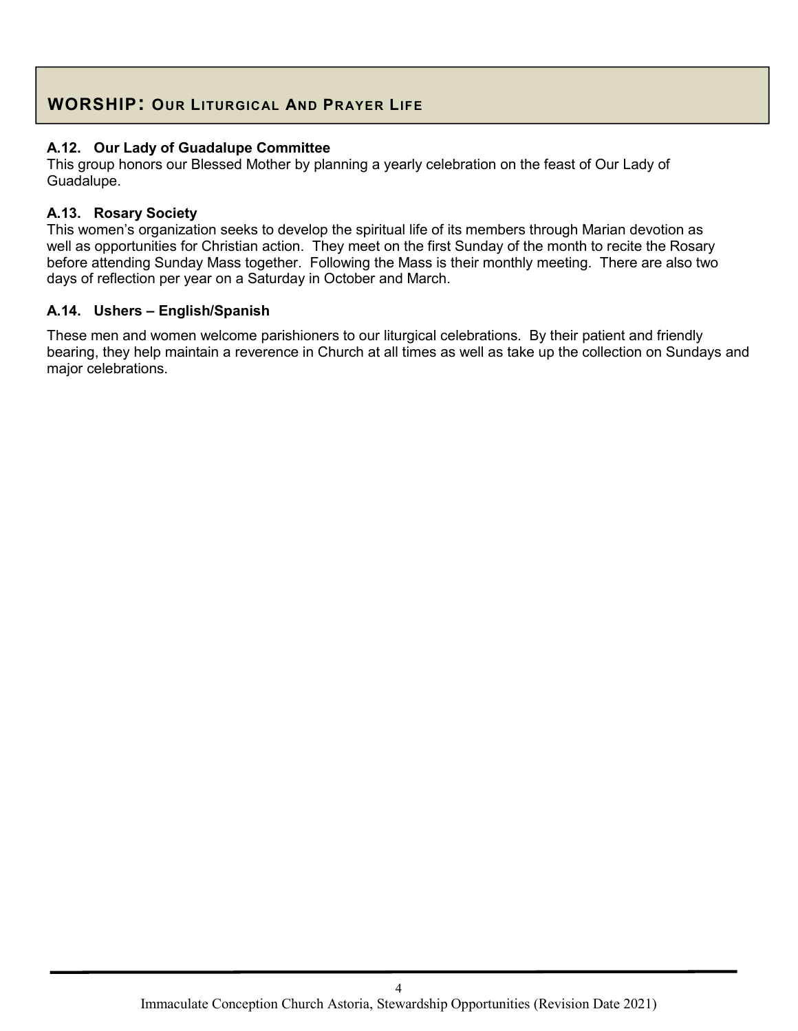## WORSHIP: OUR LITURGICAL AND PRAYER LIFE

**A.12. Our Lady of Guadalupe Committee**

This group honors our Blessed Mother by planning a yearly celebration on the feast of Our Lady of Guadalupe.

**A.13. Rosary Society**

This women's organization seeks to develop the spiritual life of its members through Marian devotion as well as opportunities for Christian action. They meet on the first Sunday of the month to recite the Rosary before attending Sunday Mass together. Following the Mass is their monthly meeting. There are also two days of reflection per year on a Saturday in October and March.

**A.14. Ushers – English/Spanish**

These men and women welcome parishioners to our liturgical celebrations. By their patient and friendly bearing, they help maintain a reverence in Church at all times as well as take up the collection on Sundays and major celebrations.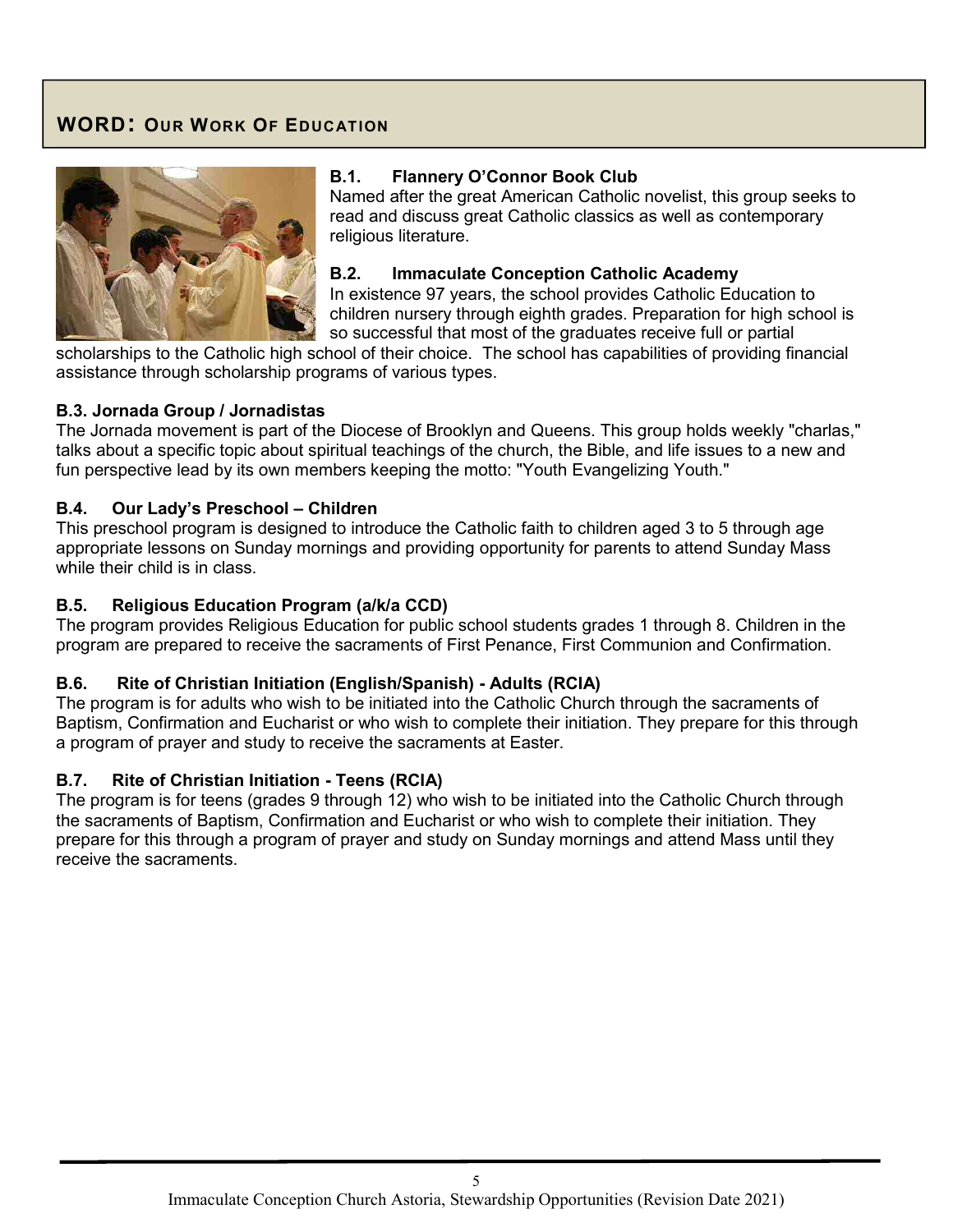## WORD: OUR WORK OF EDUCATION

### B.1. Flannery O'Connor Book Club

Named after the great American Catholic novelist, this group seeks to read and discuss great Catholic classics as well as contemporary religious literature.

### B.2. Immaculate Conception Catholic Academy

In existence 97 years, the school provides Catholic Education to children nursery through eighth grades. Preparation for high school is so successful that most of the graduates receive full or partial scholarships to the Catholic high school of their choice. The school has capabilities of providing financial assistance through scholarship programs of various types.

### B.3. Jornada Group / Jornadistas

The Jornada movement is part of the Diocese of Brooklyn and Queens. This group holds weekly "charlas," talks about a specific topic about spiritual teachings of the church, the Bible, and life issues to a new and fun perspective lead by its own members keeping the motto: "Youth Evangelizing Youth."

### B.4. Our Lady's Preschool – Children

This preschool program is designed to introduce the Catholic faith to children aged 3 to 5 through age appropriate lessons on Sunday mornings and providing opportunity for parents to attend Sunday Mass while their child is in class.

### B.5. Religious Education Program (a/k/a CCD)

The program provides Religious Education for public school students grades 1 through 8. Children in the program are prepared to receive the sacraments of First Penance, First Communion and Confirmation.

### B.6. Rite of Christian Initiation (English/Spanish) - Adults (RCIA)

The program is for adults who wish to be initiated into the Catholic Church through the sacraments of Baptism, Confirmation and Eucharist or who wish to complete their initiation. They prepare for this through a program of prayer and study to receive the sacraments at Easter.

### B.7. Rite of Christian Initiation - Teens (RCIA)

The program is for teens (grades 9 through 12) who wish to be initiated into the Catholic Church through the sacraments of Baptism, Confirmation and Eucharist or who wish to complete their initiation. They prepare for this through a program of prayer and study on Sunday mornings and attend Mass until they receive the sacraments.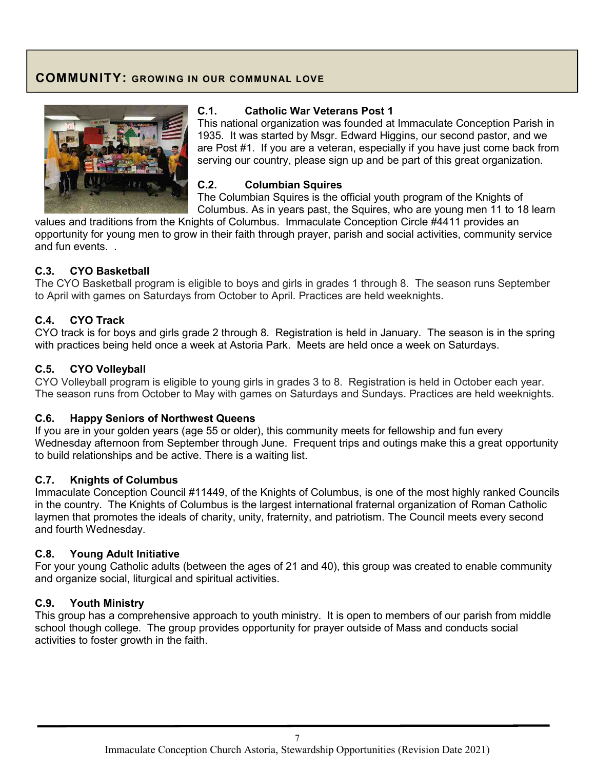## COMMUNITY: GROWING IN OUR COMMUNAL LOVE

### C.1. Catholic War Veterans Post 1

This national organization was founded at Immaculate Conception Parish in 1935. It was started by Msgr. Edward Higgins, our second pastor, and we are Post #1. If you are a veteran, especially if you have just come back from serving our country, please sign up and be part of this great organization.

### C.2. Columbian Squires

The Columbian Squires is the official youth program of the Knights of Columbus. As in years past, the Squires, who are young men 11 to 18 learn values and traditions from the Knights of Columbus. Immaculate Conception Circle #4411 provides an opportunity for young men to grow in their faith through prayer, parish and social activities, community service and fun events. .

### C.3. CYO Basketball

The CYO Basketball program is eligible to boys and girls in grades 1 through 8. The season runs September to April with games on Saturdays from October to April. Practices are held weeknights.

### C.4. CYO Track

CYO track is for boys and girls grade 2 through 8. Registration is held in January. The season is in the spring with practices being held once a week at Astoria Park. Meets are held once a week on Saturdays.

### C.5. CYO Volleyball

CYO Volleyball program is eligible to young girls in grades 3 to 8. Registration is held in October each year. The season runs from October to May with games on Saturdays and Sundays. Practices are held weeknights.

### C.6. Happy Seniors of Northwest Queens

If you are in your golden years (age 55 or older), this community meets for fellowship and fun every Wednesday afternoon from September through June. Frequent trips and outings make this a great opportunity to build relationships and be active. There is a waiting list.

### C.7. Knights of Columbus

Immaculate Conception Council #11449, of the Knights of Columbus, is one of the most highly ranked Councils in the country. The Knights of Columbus is the largest international fraternal organization of Roman Catholic laymen that promotes the ideals of charity, unity, fraternity, and patriotism. The Council meets every second and fourth Wednesday.

### C.8. Young Adult Initiative

For your young Catholic adults (between the ages of 21 and 40), this group was created to enable community and organize social, liturgical and spiritual activities.

### C.9. Youth Ministry

This group has a comprehensive approach to youth ministry. It is open to members of our parish from middle school though college. The group provides opportunity for prayer outside of Mass and conducts social activities to foster growth in the faith.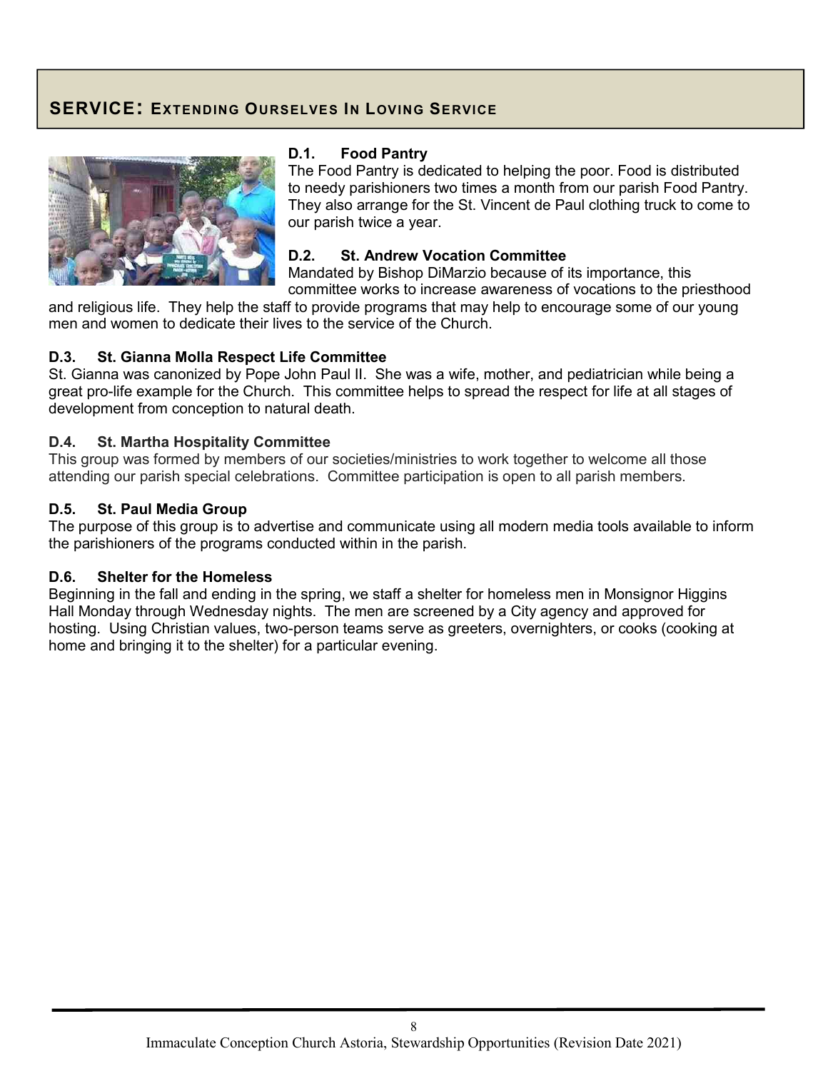## SERVICE: Extending Ourselves In Loving Service

### D.1. Food Pantry

The Food Pantry is dedicated to helping the poor. Food is distributed to needy parishioners two times a month from our parish Food Pantry. They also arrange for the St. Vincent de Paul clothing truck to come to our parish twice a year.

### D.2. St. Andrew Vocation Committee

Mandated by Bishop DiMarzio because of its importance, this committee works to increase awareness of vocations to the priesthood and religious life. They help the staff to provide programs that may help to encourage some of our young men and women to dedicate their lives to the service of the Church.

### D.3. St. Gianna Molla Respect Life Committee

St. Gianna was canonized by Pope John Paul II. She was a wife, mother, and pediatrician while being a great pro-life example for the Church. This committee helps to spread the respect for life at all stages of development from conception to natural death.

### D.4. St. Martha Hospitality Committee

This group was formed by members of our societies/ministries to work together to welcome all those attending our parish special celebrations. Committee participation is open to all parish members.

### D.5. St. Paul Media Group

The purpose of this group is to advertise and communicate using all modern media tools available to inform the parishioners of the programs conducted within in the parish.

### D.6. Shelter for the Homeless

Beginning in the fall and ending in the spring, we staff a shelter for homeless men in Monsignor Higgins Hall Monday through Wednesday nights. The men are screened by a City agency and approved for hosting. Using Christian values, two-person teams serve as greeters, overnighters, or cooks (cooking at home and bringing it to the shelter) for a particular evening.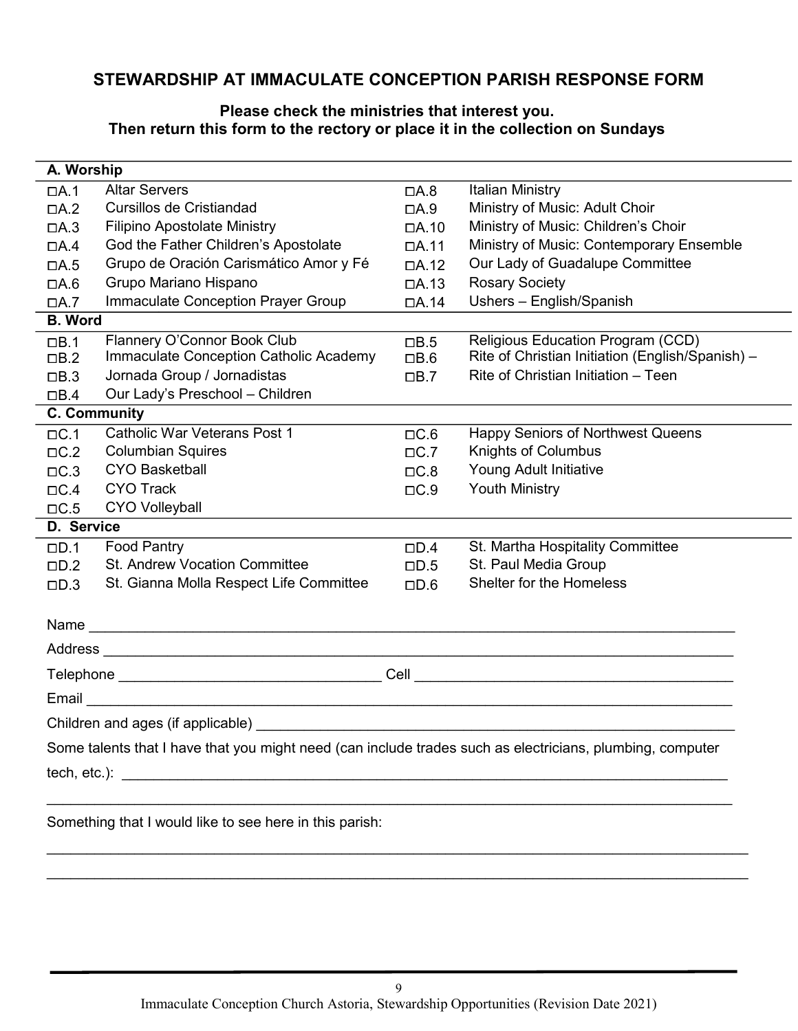## STEWARDSHIP AT IMMACULATE CONCEPTION PARISH RESPONSE FORM

**Please check the ministries that interest you.**
**Then return this form to the rectory or place it in the collection on Sundays**

| | | | |
|---|---|---|---|
| **A. Worship** | | | |
| □A.1 | Altar Servers | □A.8 | Italian Ministry |
| □A.2 | Cursillos de Cristiandad | □A.9 | Ministry of Music: Adult Choir |
| □A.3 | Filipino Apostolate Ministry | □A.10 | Ministry of Music: Children's Choir |
| □A.4 | God the Father Children's Apostolate | □A.11 | Ministry of Music: Contemporary Ensemble |
| □A.5 | Grupo de Oración Carismático Amor y Fé | □A.12 | Our Lady of Guadalupe Committee |
| □A.6 | Grupo Mariano Hispano | □A.13 | Rosary Society |
| □A.7 | Immaculate Conception Prayer Group | □A.14 | Ushers – English/Spanish |
| **B. Word** | | | |
| □B.1 | Flannery O'Connor Book Club | □B.5 | Religious Education Program (CCD) |
| □B.2 | Immaculate Conception Catholic Academy | □B.6 | Rite of Christian Initiation (English/Spanish) – |
| □B.3 | Jornada Group / Jornadistas | □B.7 | Rite of Christian Initiation – Teen |
| □B.4 | Our Lady's Preschool – Children | | |
| **C. Community** | | | |
| □C.1 | Catholic War Veterans Post 1 | □C.6 | Happy Seniors of Northwest Queens |
| □C.2 | Columbian Squires | □C.7 | Knights of Columbus |
| □C.3 | CYO Basketball | □C.8 | Young Adult Initiative |
| □C.4 | CYO Track | □C.9 | Youth Ministry |
| □C.5 | CYO Volleyball | | |
| **D. Service** | | | |
| □D.1 | Food Pantry | □D.4 | St. Martha Hospitality Committee |
| □D.2 | St. Andrew Vocation Committee | □D.5 | St. Paul Media Group |
| □D.3 | St. Gianna Molla Respect Life Committee | □D.6 | Shelter for the Homeless |

Name ______________________________________________________________________________

Address ____________________________________________________________________________

Telephone ________________________________ Cell _______________________________________

Email ______________________________________________________________________________

Children and ages (if applicable) _______________________________________________________

Some talents that I have that you might need (can include trades such as electricians, plumbing, computer tech, etc.): ____________________________________________________________________

____________________________________________________________________________________

Something that I would like to see here in this parish:

____________________________________________________________________________________

____________________________________________________________________________________